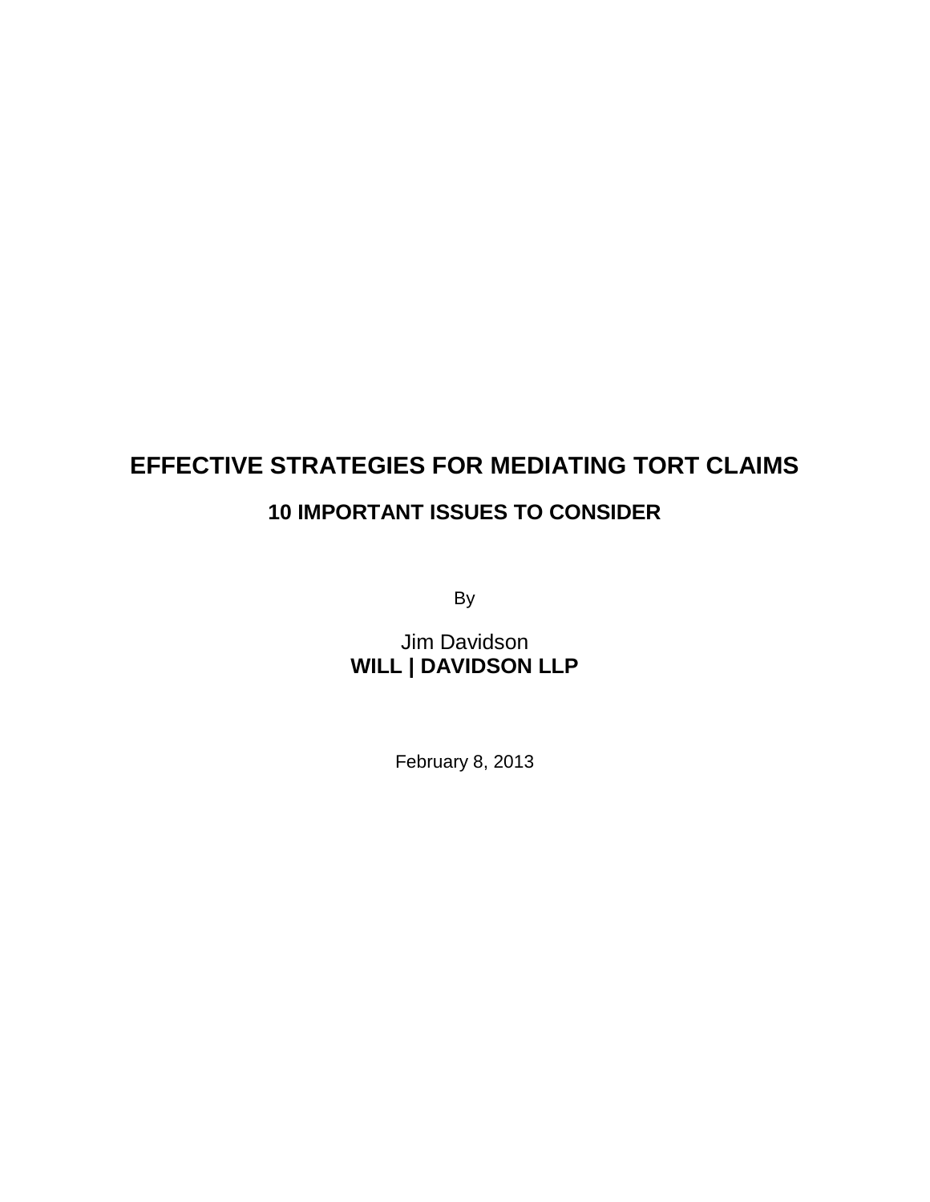# EFFECTIVE STRATEGIES FOR MEDIATING TORT CLAIMS

## 10 IMPORTANT ISSUES TO CONSIDER

By

Jim Davidson
**WILL | DAVIDSON LLP**

February 8, 2013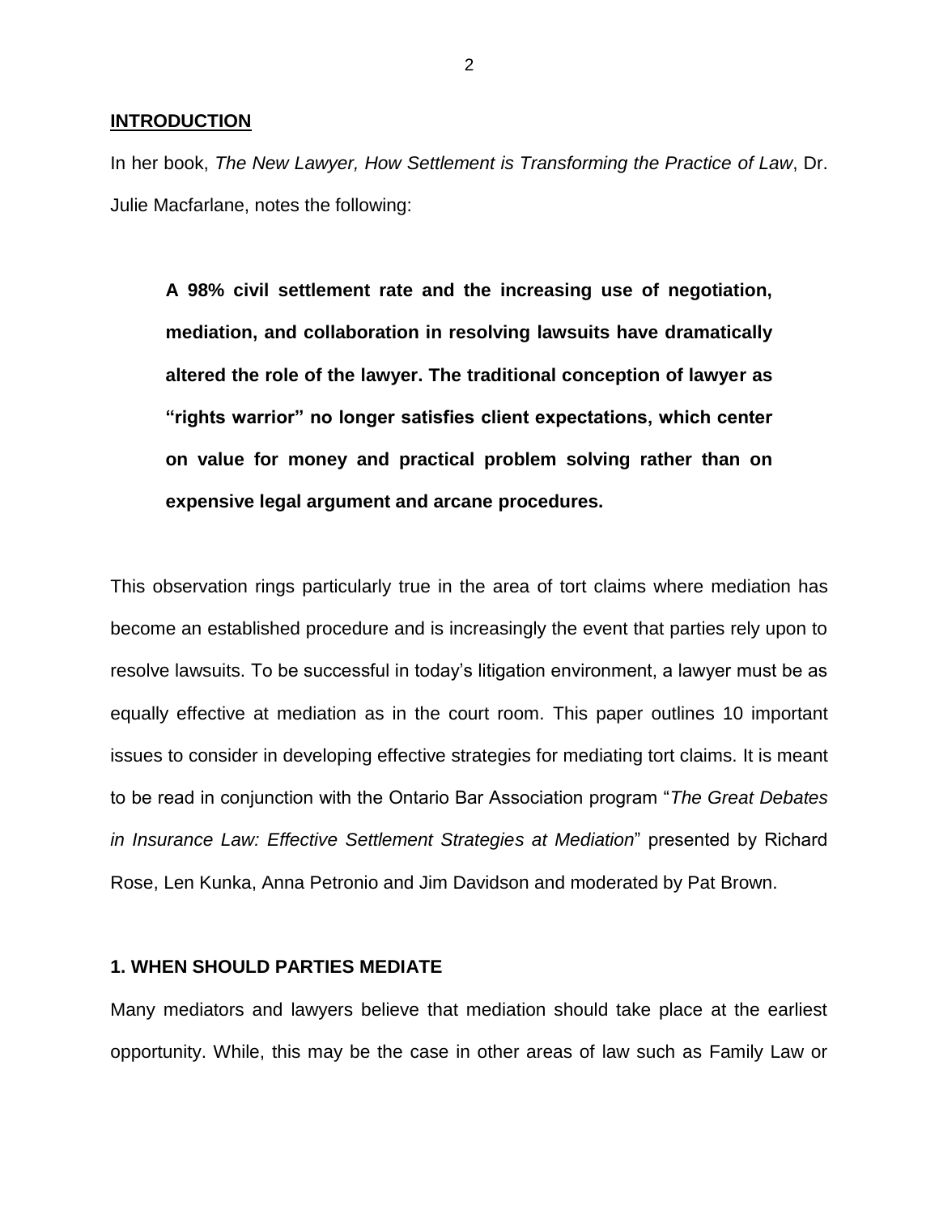## INTRODUCTION

In her book, *The New Lawyer, How Settlement is Transforming the Practice of Law*, Dr. Julie Macfarlane, notes the following:

> **A 98% civil settlement rate and the increasing use of negotiation, mediation, and collaboration in resolving lawsuits have dramatically altered the role of the lawyer. The traditional conception of lawyer as "rights warrior" no longer satisfies client expectations, which center on value for money and practical problem solving rather than on expensive legal argument and arcane procedures.**

This observation rings particularly true in the area of tort claims where mediation has become an established procedure and is increasingly the event that parties rely upon to resolve lawsuits. To be successful in today's litigation environment, a lawyer must be as equally effective at mediation as in the court room. This paper outlines 10 important issues to consider in developing effective strategies for mediating tort claims. It is meant to be read in conjunction with the Ontario Bar Association program "*The Great Debates in Insurance Law: Effective Settlement Strategies at Mediation*" presented by Richard Rose, Len Kunka, Anna Petronio and Jim Davidson and moderated by Pat Brown.

### 1. WHEN SHOULD PARTIES MEDIATE

Many mediators and lawyers believe that mediation should take place at the earliest opportunity. While, this may be the case in other areas of law such as Family Law or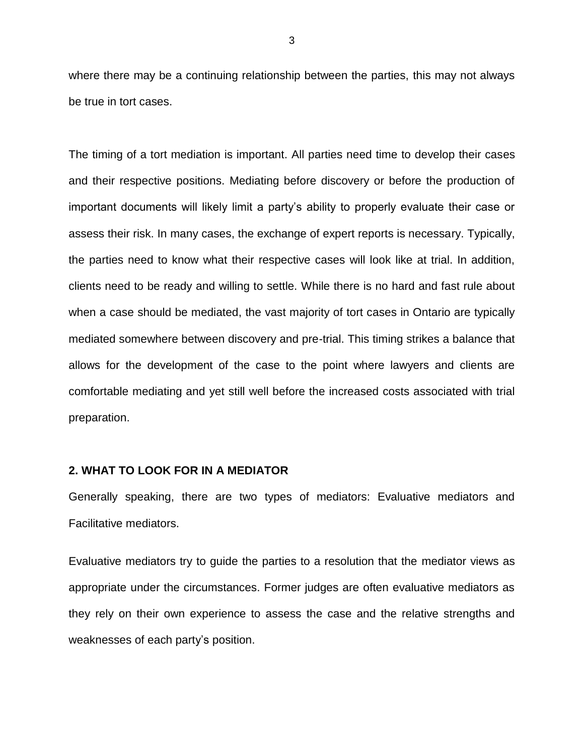where there may be a continuing relationship between the parties, this may not always be true in tort cases.

The timing of a tort mediation is important. All parties need time to develop their cases and their respective positions. Mediating before discovery or before the production of important documents will likely limit a party's ability to properly evaluate their case or assess their risk. In many cases, the exchange of expert reports is necessary. Typically, the parties need to know what their respective cases will look like at trial. In addition, clients need to be ready and willing to settle. While there is no hard and fast rule about when a case should be mediated, the vast majority of tort cases in Ontario are typically mediated somewhere between discovery and pre-trial. This timing strikes a balance that allows for the development of the case to the point where lawyers and clients are comfortable mediating and yet still well before the increased costs associated with trial preparation.

## 2. WHAT TO LOOK FOR IN A MEDIATOR

Generally speaking, there are two types of mediators: Evaluative mediators and Facilitative mediators.

Evaluative mediators try to guide the parties to a resolution that the mediator views as appropriate under the circumstances. Former judges are often evaluative mediators as they rely on their own experience to assess the case and the relative strengths and weaknesses of each party's position.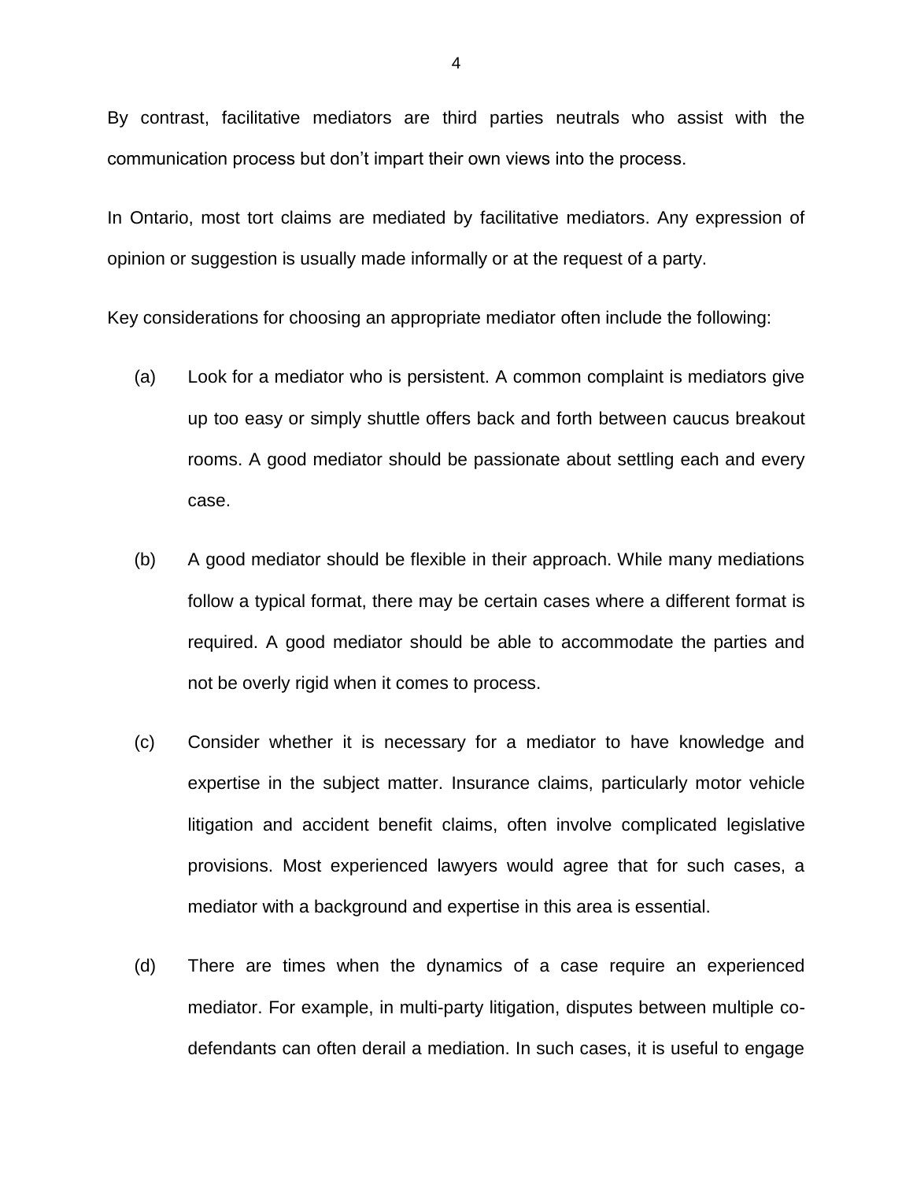By contrast, facilitative mediators are third parties neutrals who assist with the communication process but don't impart their own views into the process.

In Ontario, most tort claims are mediated by facilitative mediators. Any expression of opinion or suggestion is usually made informally or at the request of a party.

Key considerations for choosing an appropriate mediator often include the following:

(a) Look for a mediator who is persistent. A common complaint is mediators give up too easy or simply shuttle offers back and forth between caucus breakout rooms. A good mediator should be passionate about settling each and every case.

(b) A good mediator should be flexible in their approach. While many mediations follow a typical format, there may be certain cases where a different format is required. A good mediator should be able to accommodate the parties and not be overly rigid when it comes to process.

(c) Consider whether it is necessary for a mediator to have knowledge and expertise in the subject matter. Insurance claims, particularly motor vehicle litigation and accident benefit claims, often involve complicated legislative provisions. Most experienced lawyers would agree that for such cases, a mediator with a background and expertise in this area is essential.

(d) There are times when the dynamics of a case require an experienced mediator. For example, in multi-party litigation, disputes between multiple co-defendants can often derail a mediation. In such cases, it is useful to engage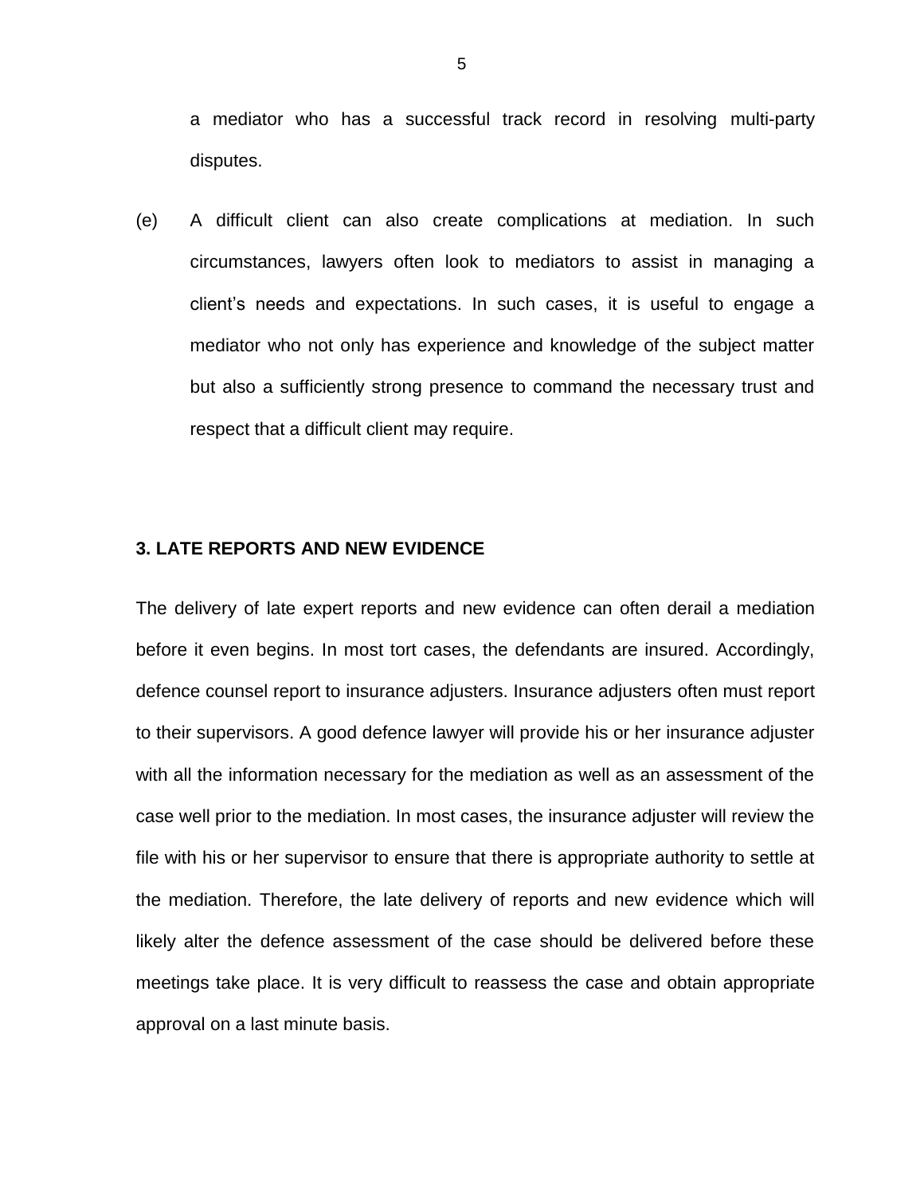a mediator who has a successful track record in resolving multi-party disputes.

(e) A difficult client can also create complications at mediation. In such circumstances, lawyers often look to mediators to assist in managing a client's needs and expectations. In such cases, it is useful to engage a mediator who not only has experience and knowledge of the subject matter but also a sufficiently strong presence to command the necessary trust and respect that a difficult client may require.

## 3. LATE REPORTS AND NEW EVIDENCE

The delivery of late expert reports and new evidence can often derail a mediation before it even begins. In most tort cases, the defendants are insured. Accordingly, defence counsel report to insurance adjusters. Insurance adjusters often must report to their supervisors. A good defence lawyer will provide his or her insurance adjuster with all the information necessary for the mediation as well as an assessment of the case well prior to the mediation. In most cases, the insurance adjuster will review the file with his or her supervisor to ensure that there is appropriate authority to settle at the mediation. Therefore, the late delivery of reports and new evidence which will likely alter the defence assessment of the case should be delivered before these meetings take place. It is very difficult to reassess the case and obtain appropriate approval on a last minute basis.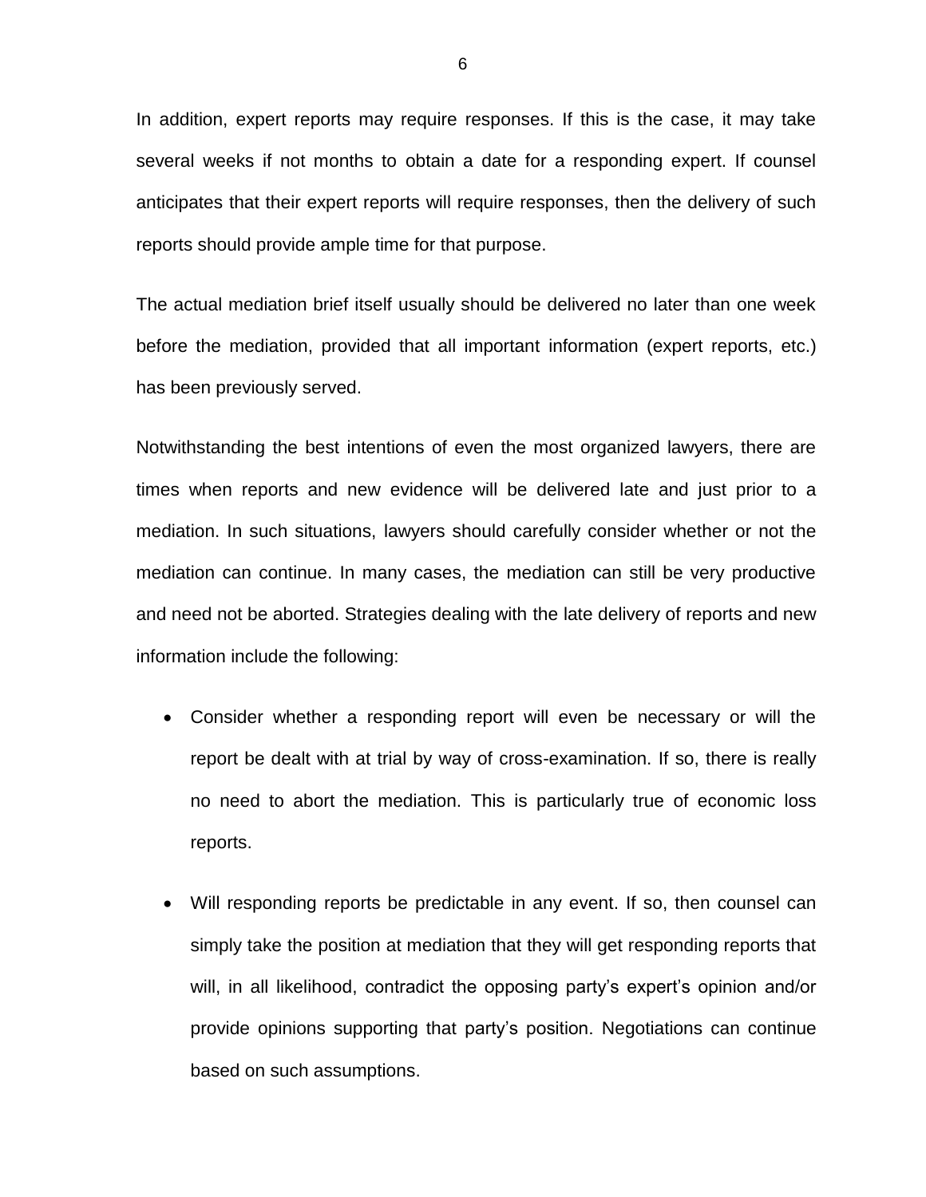In addition, expert reports may require responses. If this is the case, it may take several weeks if not months to obtain a date for a responding expert. If counsel anticipates that their expert reports will require responses, then the delivery of such reports should provide ample time for that purpose.

The actual mediation brief itself usually should be delivered no later than one week before the mediation, provided that all important information (expert reports, etc.) has been previously served.

Notwithstanding the best intentions of even the most organized lawyers, there are times when reports and new evidence will be delivered late and just prior to a mediation. In such situations, lawyers should carefully consider whether or not the mediation can continue. In many cases, the mediation can still be very productive and need not be aborted. Strategies dealing with the late delivery of reports and new information include the following:

- Consider whether a responding report will even be necessary or will the report be dealt with at trial by way of cross-examination. If so, there is really no need to abort the mediation. This is particularly true of economic loss reports.
- Will responding reports be predictable in any event. If so, then counsel can simply take the position at mediation that they will get responding reports that will, in all likelihood, contradict the opposing party's expert's opinion and/or provide opinions supporting that party's position. Negotiations can continue based on such assumptions.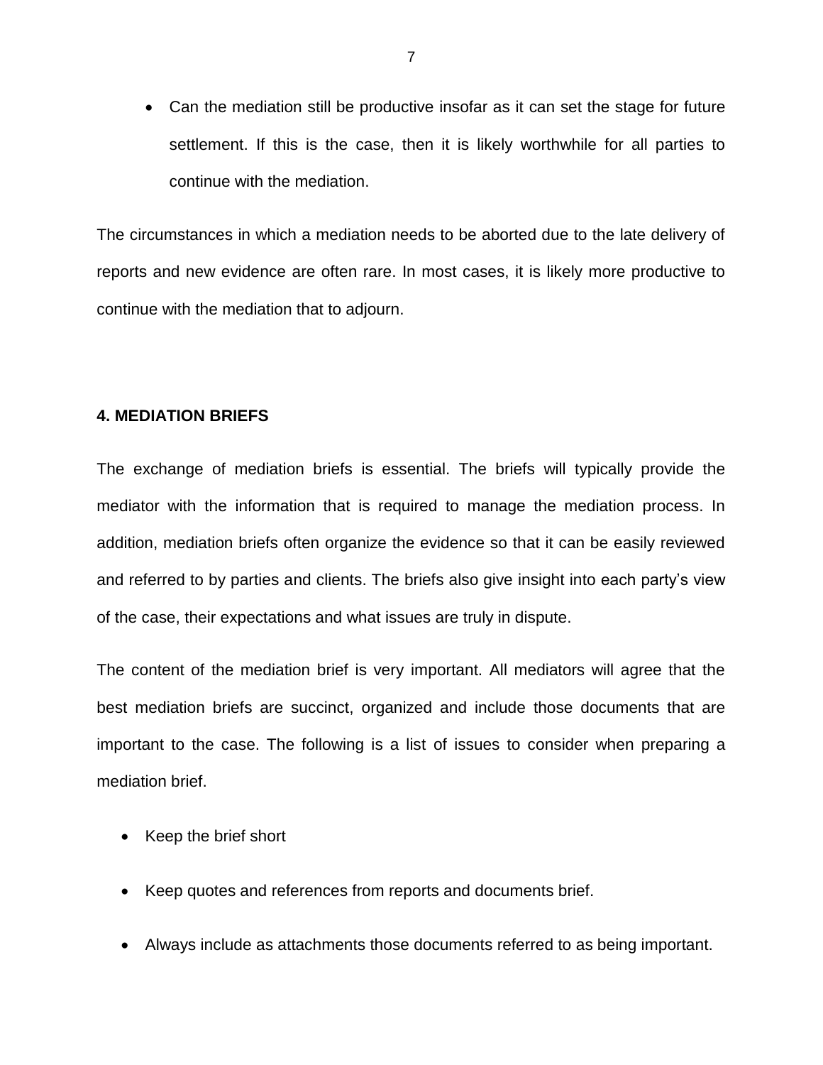- Can the mediation still be productive insofar as it can set the stage for future settlement. If this is the case, then it is likely worthwhile for all parties to continue with the mediation.

The circumstances in which a mediation needs to be aborted due to the late delivery of reports and new evidence are often rare. In most cases, it is likely more productive to continue with the mediation that to adjourn.

## 4. MEDIATION BRIEFS

The exchange of mediation briefs is essential. The briefs will typically provide the mediator with the information that is required to manage the mediation process. In addition, mediation briefs often organize the evidence so that it can be easily reviewed and referred to by parties and clients. The briefs also give insight into each party's view of the case, their expectations and what issues are truly in dispute.

The content of the mediation brief is very important. All mediators will agree that the best mediation briefs are succinct, organized and include those documents that are important to the case. The following is a list of issues to consider when preparing a mediation brief.

- Keep the brief short
- Keep quotes and references from reports and documents brief.
- Always include as attachments those documents referred to as being important.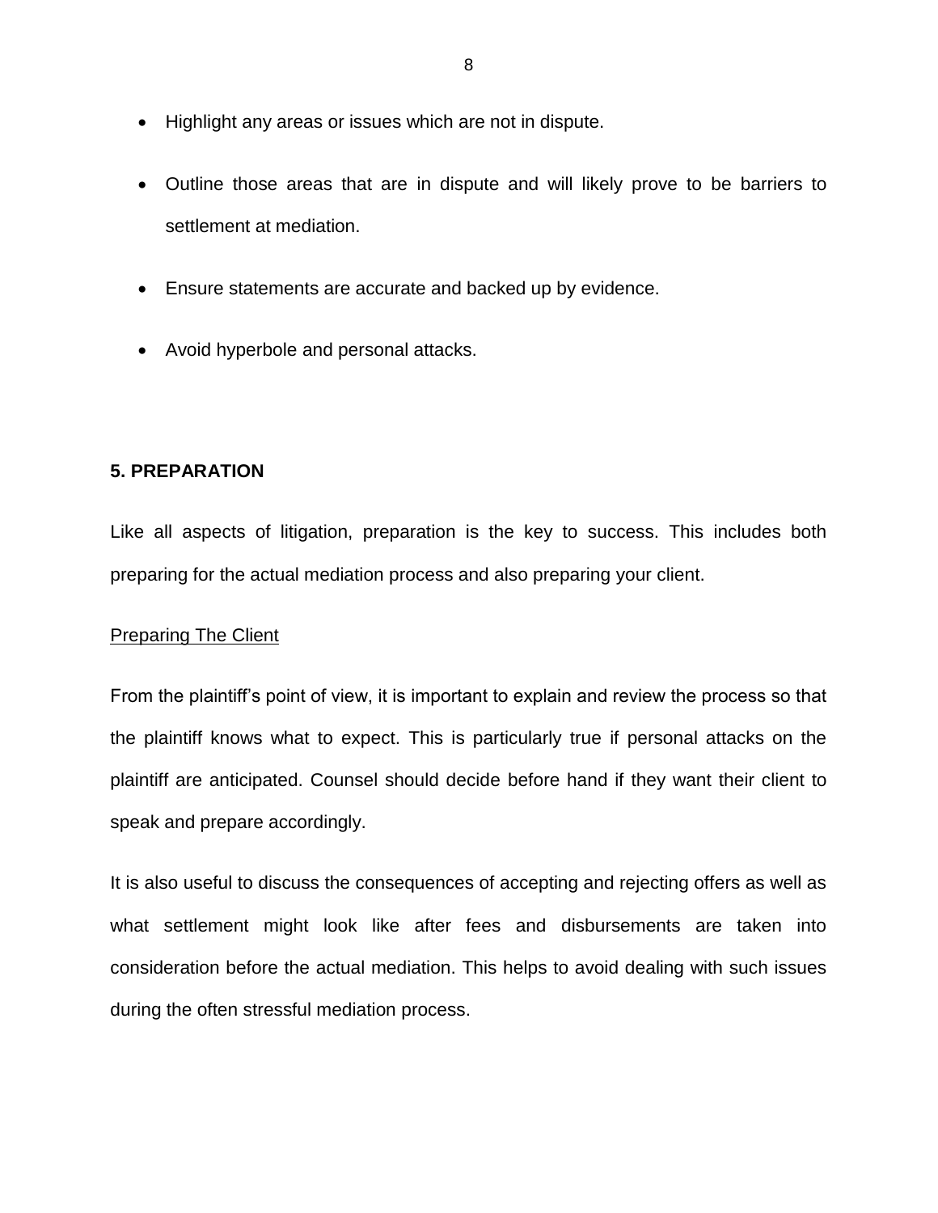- Highlight any areas or issues which are not in dispute.
- Outline those areas that are in dispute and will likely prove to be barriers to settlement at mediation.
- Ensure statements are accurate and backed up by evidence.
- Avoid hyperbole and personal attacks.

## 5. PREPARATION

Like all aspects of litigation, preparation is the key to success. This includes both preparing for the actual mediation process and also preparing your client.

### <u>Preparing The Client</u>

From the plaintiff's point of view, it is important to explain and review the process so that the plaintiff knows what to expect. This is particularly true if personal attacks on the plaintiff are anticipated. Counsel should decide before hand if they want their client to speak and prepare accordingly.

It is also useful to discuss the consequences of accepting and rejecting offers as well as what settlement might look like after fees and disbursements are taken into consideration before the actual mediation. This helps to avoid dealing with such issues during the often stressful mediation process.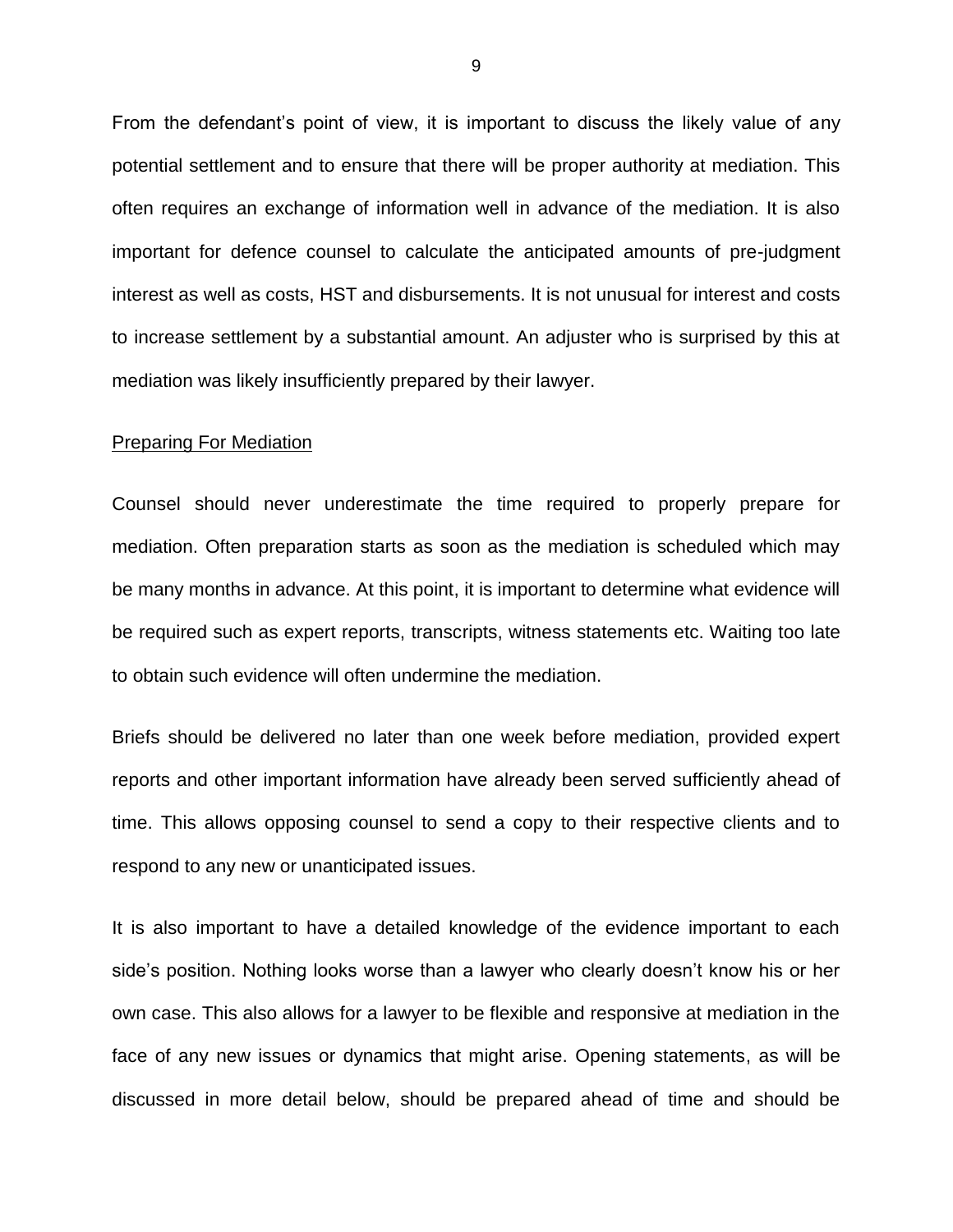From the defendant's point of view, it is important to discuss the likely value of any potential settlement and to ensure that there will be proper authority at mediation. This often requires an exchange of information well in advance of the mediation. It is also important for defence counsel to calculate the anticipated amounts of pre-judgment interest as well as costs, HST and disbursements. It is not unusual for interest and costs to increase settlement by a substantial amount. An adjuster who is surprised by this at mediation was likely insufficiently prepared by their lawyer.

## Preparing For Mediation

Counsel should never underestimate the time required to properly prepare for mediation. Often preparation starts as soon as the mediation is scheduled which may be many months in advance. At this point, it is important to determine what evidence will be required such as expert reports, transcripts, witness statements etc. Waiting too late to obtain such evidence will often undermine the mediation.

Briefs should be delivered no later than one week before mediation, provided expert reports and other important information have already been served sufficiently ahead of time. This allows opposing counsel to send a copy to their respective clients and to respond to any new or unanticipated issues.

It is also important to have a detailed knowledge of the evidence important to each side's position. Nothing looks worse than a lawyer who clearly doesn't know his or her own case. This also allows for a lawyer to be flexible and responsive at mediation in the face of any new issues or dynamics that might arise. Opening statements, as will be discussed in more detail below, should be prepared ahead of time and should be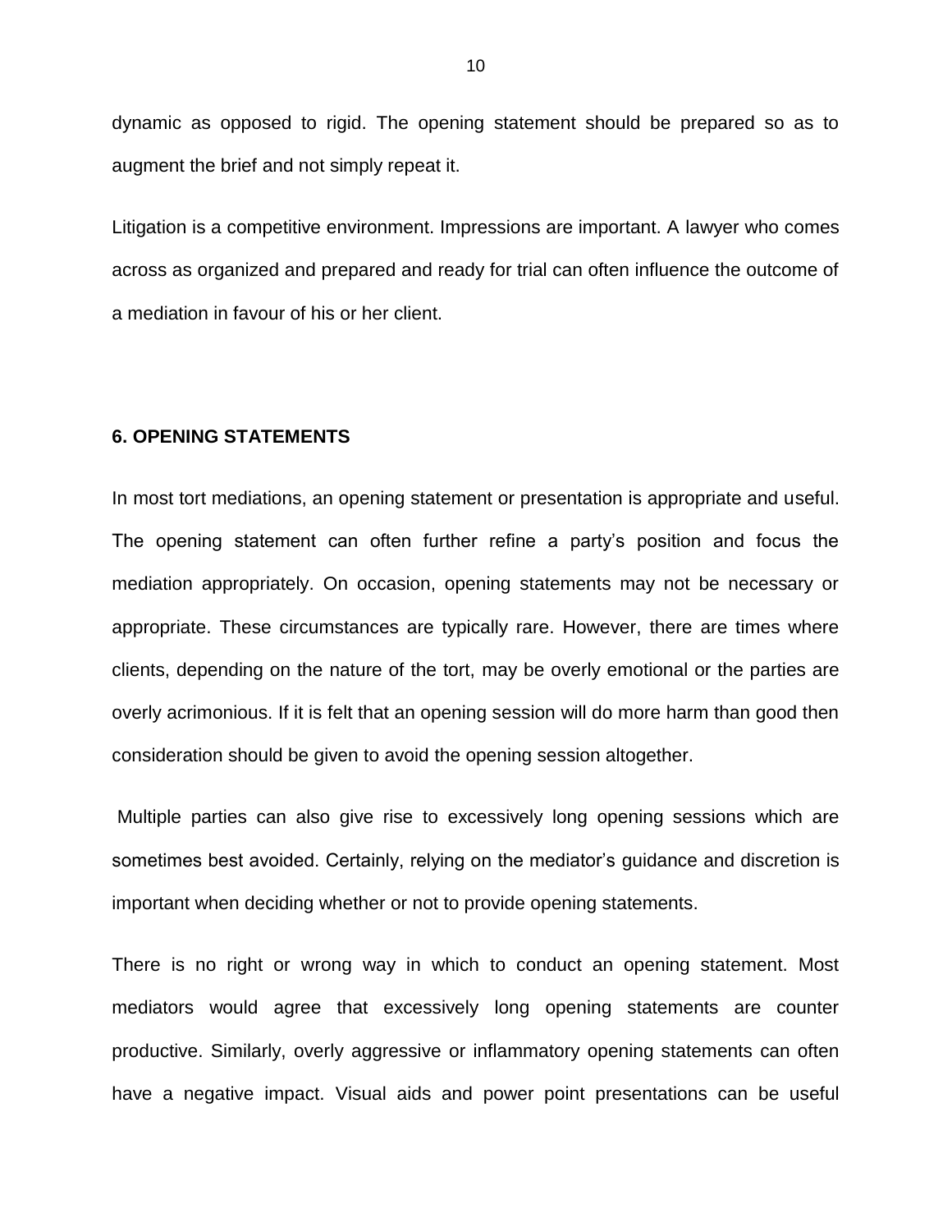dynamic as opposed to rigid. The opening statement should be prepared so as to augment the brief and not simply repeat it.

Litigation is a competitive environment. Impressions are important. A lawyer who comes across as organized and prepared and ready for trial can often influence the outcome of a mediation in favour of his or her client.

## 6. OPENING STATEMENTS

In most tort mediations, an opening statement or presentation is appropriate and useful. The opening statement can often further refine a party's position and focus the mediation appropriately. On occasion, opening statements may not be necessary or appropriate. These circumstances are typically rare. However, there are times where clients, depending on the nature of the tort, may be overly emotional or the parties are overly acrimonious. If it is felt that an opening session will do more harm than good then consideration should be given to avoid the opening session altogether.

Multiple parties can also give rise to excessively long opening sessions which are sometimes best avoided. Certainly, relying on the mediator's guidance and discretion is important when deciding whether or not to provide opening statements.

There is no right or wrong way in which to conduct an opening statement. Most mediators would agree that excessively long opening statements are counter productive. Similarly, overly aggressive or inflammatory opening statements can often have a negative impact. Visual aids and power point presentations can be useful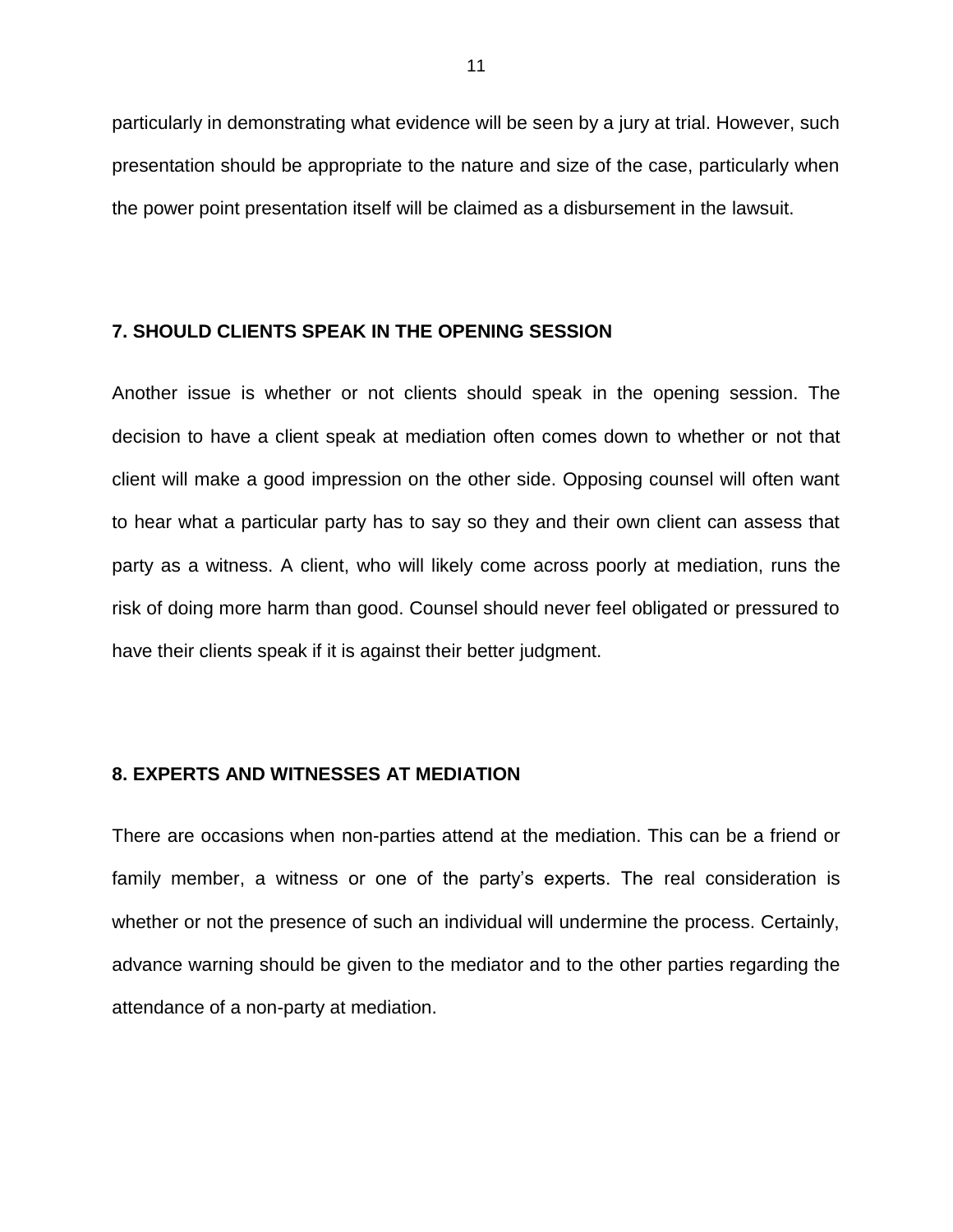particularly in demonstrating what evidence will be seen by a jury at trial. However, such presentation should be appropriate to the nature and size of the case, particularly when the power point presentation itself will be claimed as a disbursement in the lawsuit.

## 7. SHOULD CLIENTS SPEAK IN THE OPENING SESSION

Another issue is whether or not clients should speak in the opening session. The decision to have a client speak at mediation often comes down to whether or not that client will make a good impression on the other side. Opposing counsel will often want to hear what a particular party has to say so they and their own client can assess that party as a witness. A client, who will likely come across poorly at mediation, runs the risk of doing more harm than good. Counsel should never feel obligated or pressured to have their clients speak if it is against their better judgment.

## 8. EXPERTS AND WITNESSES AT MEDIATION

There are occasions when non-parties attend at the mediation. This can be a friend or family member, a witness or one of the party's experts. The real consideration is whether or not the presence of such an individual will undermine the process. Certainly, advance warning should be given to the mediator and to the other parties regarding the attendance of a non-party at mediation.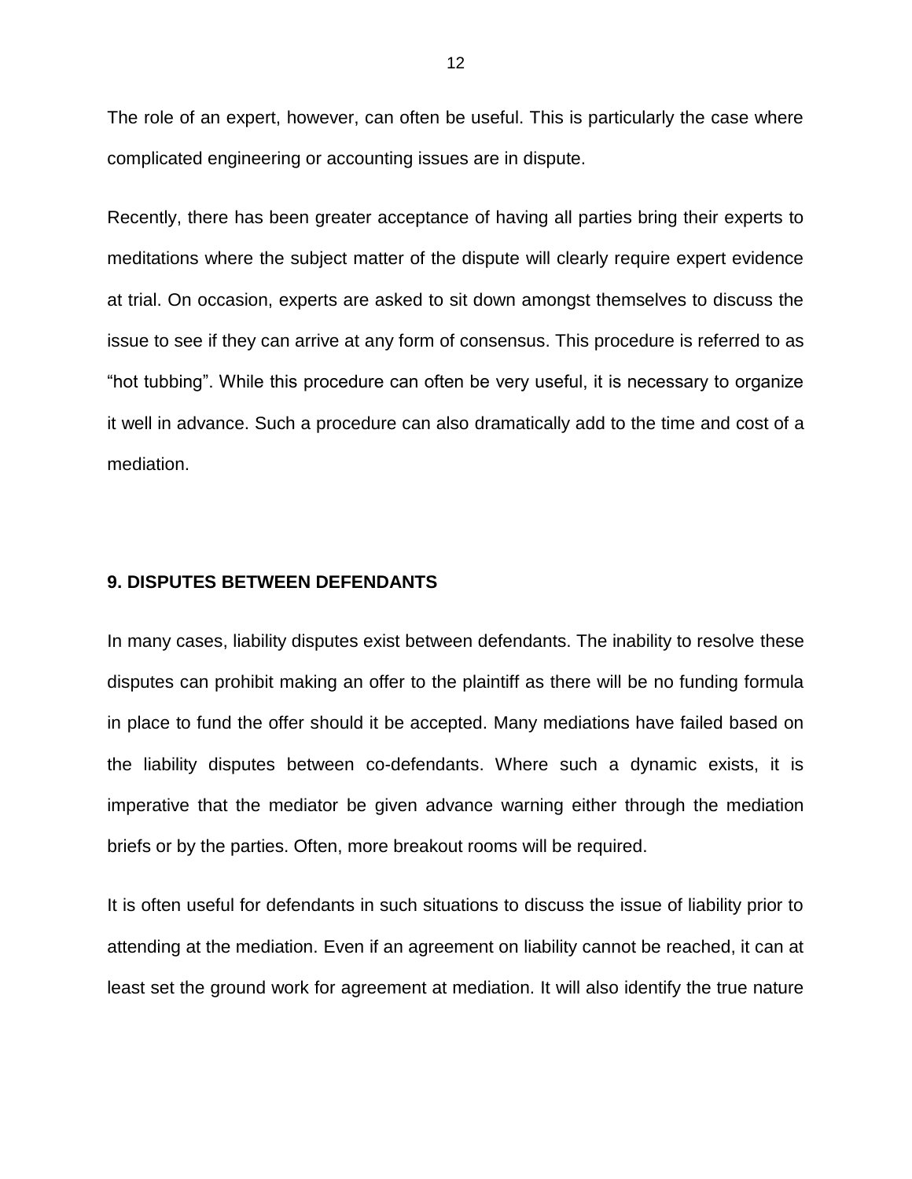The role of an expert, however, can often be useful. This is particularly the case where complicated engineering or accounting issues are in dispute.

Recently, there has been greater acceptance of having all parties bring their experts to meditations where the subject matter of the dispute will clearly require expert evidence at trial. On occasion, experts are asked to sit down amongst themselves to discuss the issue to see if they can arrive at any form of consensus. This procedure is referred to as "hot tubbing". While this procedure can often be very useful, it is necessary to organize it well in advance. Such a procedure can also dramatically add to the time and cost of a mediation.

## 9. DISPUTES BETWEEN DEFENDANTS

In many cases, liability disputes exist between defendants. The inability to resolve these disputes can prohibit making an offer to the plaintiff as there will be no funding formula in place to fund the offer should it be accepted. Many mediations have failed based on the liability disputes between co-defendants. Where such a dynamic exists, it is imperative that the mediator be given advance warning either through the mediation briefs or by the parties. Often, more breakout rooms will be required.

It is often useful for defendants in such situations to discuss the issue of liability prior to attending at the mediation. Even if an agreement on liability cannot be reached, it can at least set the ground work for agreement at mediation. It will also identify the true nature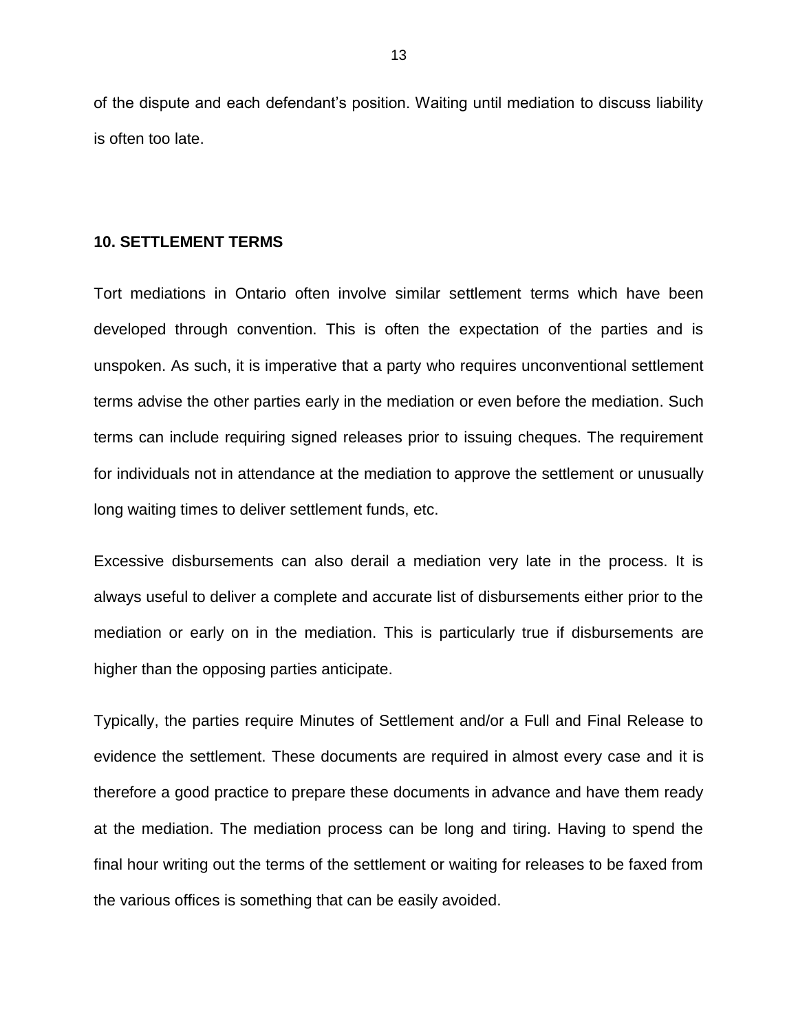of the dispute and each defendant's position. Waiting until mediation to discuss liability is often too late.

## 10. SETTLEMENT TERMS

Tort mediations in Ontario often involve similar settlement terms which have been developed through convention. This is often the expectation of the parties and is unspoken. As such, it is imperative that a party who requires unconventional settlement terms advise the other parties early in the mediation or even before the mediation. Such terms can include requiring signed releases prior to issuing cheques. The requirement for individuals not in attendance at the mediation to approve the settlement or unusually long waiting times to deliver settlement funds, etc.

Excessive disbursements can also derail a mediation very late in the process. It is always useful to deliver a complete and accurate list of disbursements either prior to the mediation or early on in the mediation. This is particularly true if disbursements are higher than the opposing parties anticipate.

Typically, the parties require Minutes of Settlement and/or a Full and Final Release to evidence the settlement. These documents are required in almost every case and it is therefore a good practice to prepare these documents in advance and have them ready at the mediation. The mediation process can be long and tiring. Having to spend the final hour writing out the terms of the settlement or waiting for releases to be faxed from the various offices is something that can be easily avoided.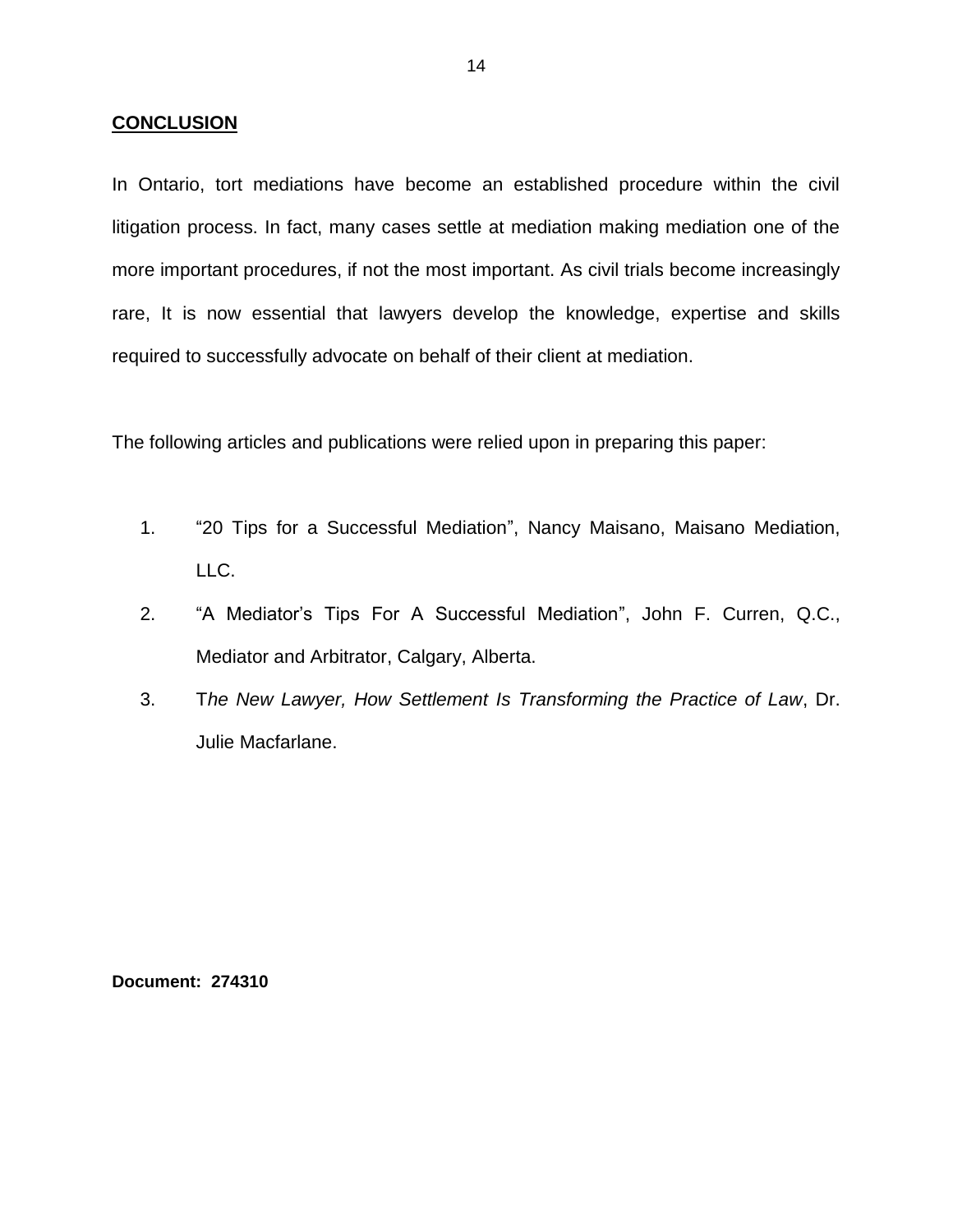## CONCLUSION

In Ontario, tort mediations have become an established procedure within the civil litigation process. In fact, many cases settle at mediation making mediation one of the more important procedures, if not the most important. As civil trials become increasingly rare, It is now essential that lawyers develop the knowledge, expertise and skills required to successfully advocate on behalf of their client at mediation.

The following articles and publications were relied upon in preparing this paper:

1. "20 Tips for a Successful Mediation", Nancy Maisano, Maisano Mediation, LLC.
2. "A Mediator's Tips For A Successful Mediation", John F. Curren, Q.C., Mediator and Arbitrator, Calgary, Alberta.
3. T*he New Lawyer, How Settlement Is Transforming the Practice of Law*, Dr. Julie Macfarlane.

**Document: 274310**